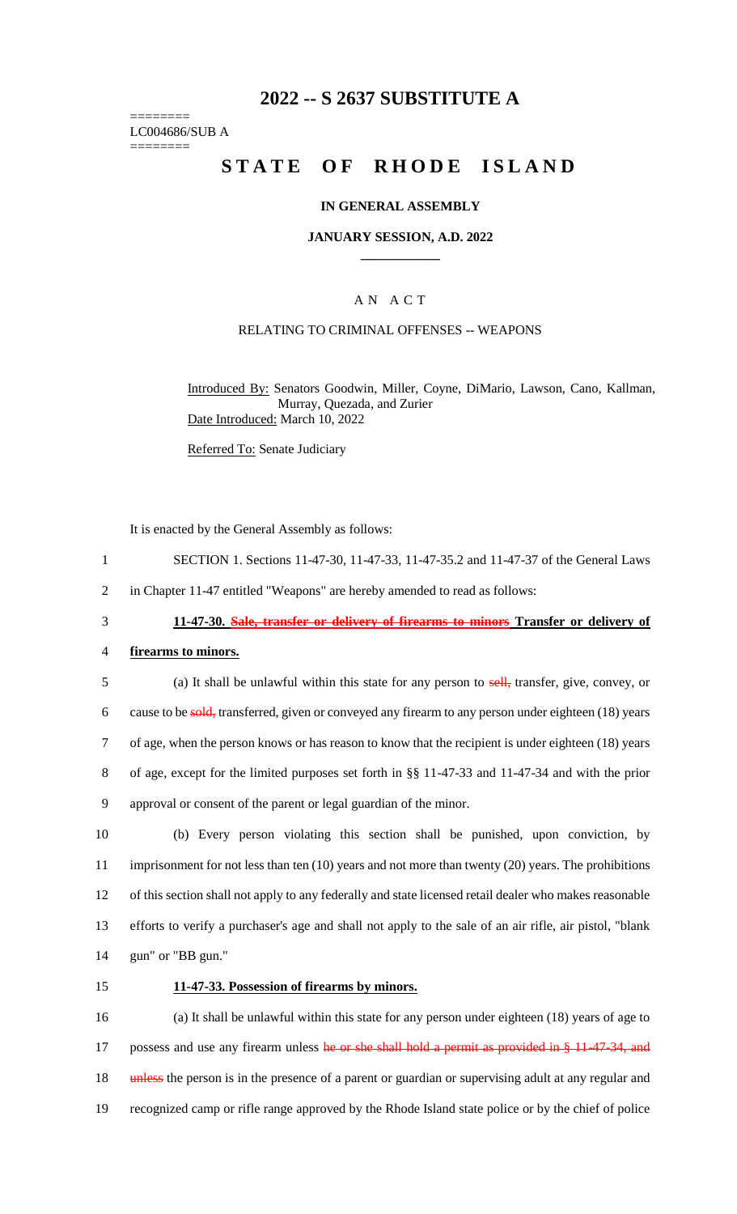# 2022 -- S 2637 SUBSTITUTE A

========
LC004686/SUB A
========

# STATE OF RHODE ISLAND

## IN GENERAL ASSEMBLY

### JANUARY SESSION, A.D. 2022

## A N A C T

RELATING TO CRIMINAL OFFENSES -- WEAPONS

Introduced By: Senators Goodwin, Miller, Coyne, DiMario, Lawson, Cano, Kallman, Murray, Quezada, and Zurier

Date Introduced: March 10, 2022

Referred To: Senate Judiciary

It is enacted by the General Assembly as follows:

1 SECTION 1. Sections 11-47-30, 11-47-33, 11-47-35.2 and 11-47-37 of the General Laws
2 in Chapter 11-47 entitled "Weapons" are hereby amended to read as follows:

3 **11-47-30. ~~Sale, transfer or delivery of firearms to minors~~ Transfer or delivery of**
4 **firearms to minors.**

5 (a) It shall be unlawful within this state for any person to ~~sell,~~ transfer, give, convey, or
6 cause to be ~~sold,~~ transferred, given or conveyed any firearm to any person under eighteen (18) years
7 of age, when the person knows or has reason to know that the recipient is under eighteen (18) years
8 of age, except for the limited purposes set forth in §§ 11-47-33 and 11-47-34 and with the prior
9 approval or consent of the parent or legal guardian of the minor.

10 (b) Every person violating this section shall be punished, upon conviction, by
11 imprisonment for not less than ten (10) years and not more than twenty (20) years. The prohibitions
12 of this section shall not apply to any federally and state licensed retail dealer who makes reasonable
13 efforts to verify a purchaser's age and shall not apply to the sale of an air rifle, air pistol, "blank
14 gun" or "BB gun."

15 **11-47-33. Possession of firearms by minors.**

16 (a) It shall be unlawful within this state for any person under eighteen (18) years of age to
17 possess and use any firearm unless ~~he or she shall hold a permit as provided in § 11-47-34, and~~
18 ~~unless~~ the person is in the presence of a parent or guardian or supervising adult at any regular and
19 recognized camp or rifle range approved by the Rhode Island state police or by the chief of police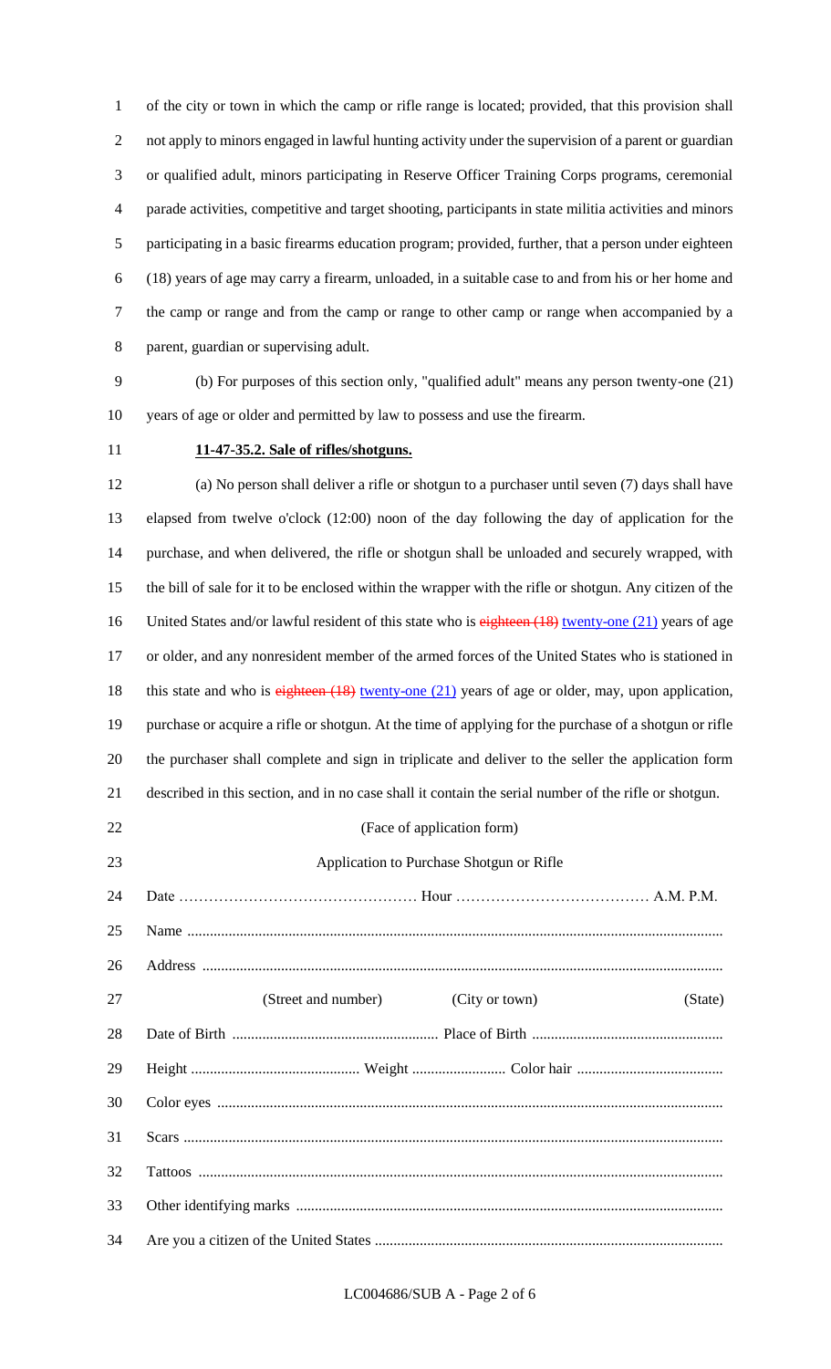of the city or town in which the camp or rifle range is located; provided, that this provision shall not apply to minors engaged in lawful hunting activity under the supervision of a parent or guardian or qualified adult, minors participating in Reserve Officer Training Corps programs, ceremonial parade activities, competitive and target shooting, participants in state militia activities and minors participating in a basic firearms education program; provided, further, that a person under eighteen (18) years of age may carry a firearm, unloaded, in a suitable case to and from his or her home and the camp or range and from the camp or range to other camp or range when accompanied by a parent, guardian or supervising adult.

(b) For purposes of this section only, "qualified adult" means any person twenty-one (21) years of age or older and permitted by law to possess and use the firearm.

**11-47-35.2. Sale of rifles/shotguns.**

(a) No person shall deliver a rifle or shotgun to a purchaser until seven (7) days shall have elapsed from twelve o'clock (12:00) noon of the day following the day of application for the purchase, and when delivered, the rifle or shotgun shall be unloaded and securely wrapped, with the bill of sale for it to be enclosed within the wrapper with the rifle or shotgun. Any citizen of the United States and/or lawful resident of this state who is ~~eighteen (18)~~ twenty-one (21) years of age or older, and any nonresident member of the armed forces of the United States who is stationed in this state and who is ~~eighteen (18)~~ twenty-one (21) years of age or older, may, upon application, purchase or acquire a rifle or shotgun. At the time of applying for the purchase of a shotgun or rifle the purchaser shall complete and sign in triplicate and deliver to the seller the application form described in this section, and in no case shall it contain the serial number of the rifle or shotgun.

(Face of application form)

Application to Purchase Shotgun or Rifle

Date ………………………………………… Hour ………………………………… A.M. P.M.

Name .......................................................................................................................................

Address ...................................................................................................................................

(Street and number) (City or town) (State)

Date of Birth ....................................................... Place of Birth ..................................................

Height ............................................ Weight ......................... Color hair .......................................

Color eyes .....................................................................................................................................

Scars ...............................................................................................................................................

Tattoos ...........................................................................................................................................

Other identifying marks ..................................................................................................................

Are you a citizen of the United States ...........................................................................................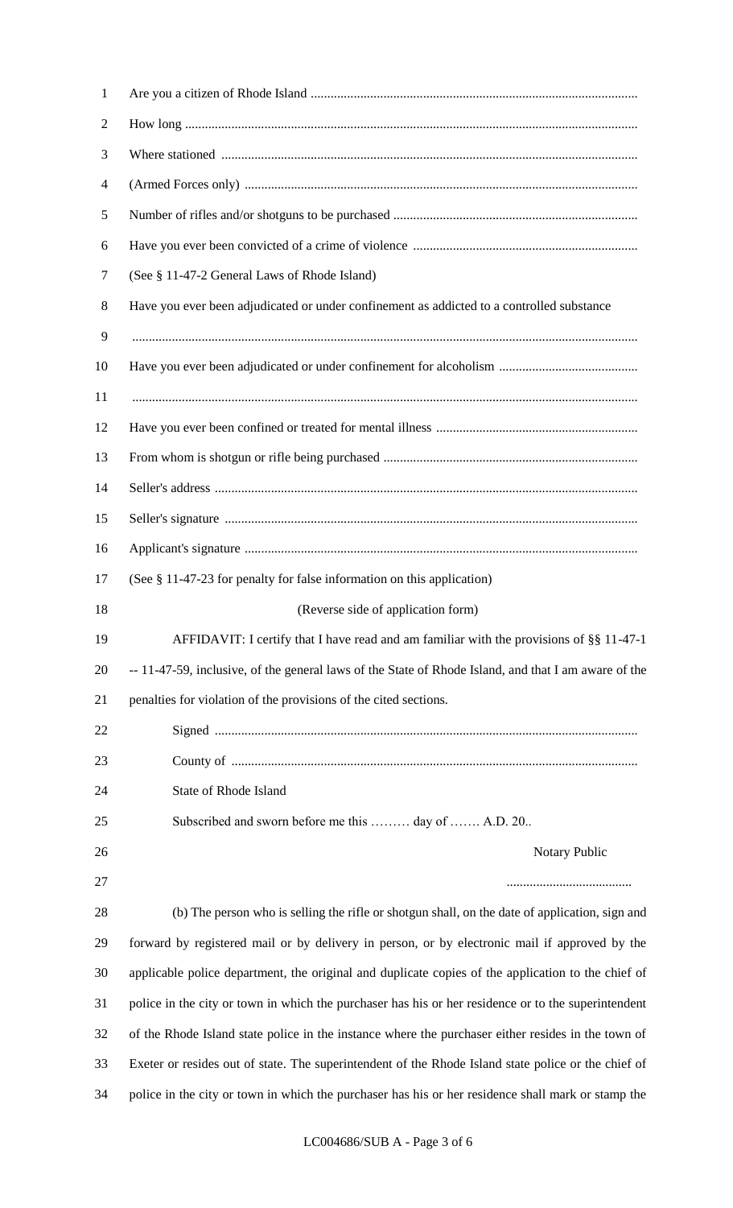Are you a citizen of Rhode Island ..................................................................................................

How long ............................................................................................................................................

Where stationed ................................................................................................................................

(Armed Forces only) .........................................................................................................................

Number of rifles and/or shotguns to be purchased ..........................................................................

Have you ever been convicted of a crime of violence ....................................................................

(See § 11-47-2 General Laws of Rhode Island)

Have you ever been adjudicated or under confinement as addicted to a controlled substance

..........................................................................................................................................................

Have you ever been adjudicated or under confinement for alcoholism ..........................................

..........................................................................................................................................................

Have you ever been confined or treated for mental illness ..............................................................

From whom is shotgun or rifle being purchased ..............................................................................

Seller's address ..................................................................................................................................

Seller's signature ..............................................................................................................................

Applicant's signature .........................................................................................................................

(See § 11-47-23 for penalty for false information on this application)

(Reverse side of application form)

AFFIDAVIT: I certify that I have read and am familiar with the provisions of §§ 11-47-1 -- 11-47-59, inclusive, of the general laws of the State of Rhode Island, and that I am aware of the penalties for violation of the provisions of the cited sections.

Signed ..................................................................................................................

County of ............................................................................................................

State of Rhode Island

Subscribed and sworn before me this ……… day of ……. A.D. 20..

Notary Public

......................................

(b) The person who is selling the rifle or shotgun shall, on the date of application, sign and forward by registered mail or by delivery in person, or by electronic mail if approved by the applicable police department, the original and duplicate copies of the application to the chief of police in the city or town in which the purchaser has his or her residence or to the superintendent of the Rhode Island state police in the instance where the purchaser either resides in the town of Exeter or resides out of state. The superintendent of the Rhode Island state police or the chief of police in the city or town in which the purchaser has his or her residence shall mark or stamp the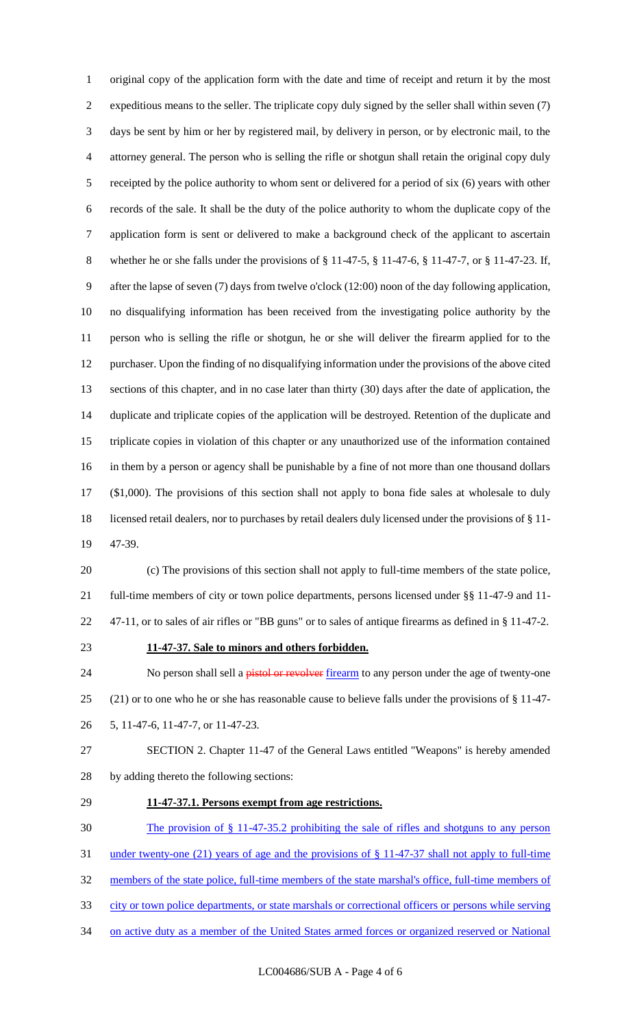original copy of the application form with the date and time of receipt and return it by the most expeditious means to the seller. The triplicate copy duly signed by the seller shall within seven (7) days be sent by him or her by registered mail, by delivery in person, or by electronic mail, to the attorney general. The person who is selling the rifle or shotgun shall retain the original copy duly receipted by the police authority to whom sent or delivered for a period of six (6) years with other records of the sale. It shall be the duty of the police authority to whom the duplicate copy of the application form is sent or delivered to make a background check of the applicant to ascertain whether he or she falls under the provisions of § 11-47-5, § 11-47-6, § 11-47-7, or § 11-47-23. If, after the lapse of seven (7) days from twelve o'clock (12:00) noon of the day following application, no disqualifying information has been received from the investigating police authority by the person who is selling the rifle or shotgun, he or she will deliver the firearm applied for to the purchaser. Upon the finding of no disqualifying information under the provisions of the above cited sections of this chapter, and in no case later than thirty (30) days after the date of application, the duplicate and triplicate copies of the application will be destroyed. Retention of the duplicate and triplicate copies in violation of this chapter or any unauthorized use of the information contained in them by a person or agency shall be punishable by a fine of not more than one thousand dollars ($1,000). The provisions of this section shall not apply to bona fide sales at wholesale to duly licensed retail dealers, nor to purchases by retail dealers duly licensed under the provisions of § 11-47-39.

(c) The provisions of this section shall not apply to full-time members of the state police, full-time members of city or town police departments, persons licensed under §§ 11-47-9 and 11-47-11, or to sales of air rifles or "BB guns" or to sales of antique firearms as defined in § 11-47-2.

**11-47-37. Sale to minors and others forbidden.**

No person shall sell a ~~pistol or revolver~~ firearm to any person under the age of twenty-one (21) or to one who he or she has reasonable cause to believe falls under the provisions of § 11-47-5, 11-47-6, 11-47-7, or 11-47-23.

SECTION 2. Chapter 11-47 of the General Laws entitled "Weapons" is hereby amended by adding thereto the following sections:

**11-47-37.1. Persons exempt from age restrictions.**

The provision of § 11-47-35.2 prohibiting the sale of rifles and shotguns to any person under twenty-one (21) years of age and the provisions of § 11-47-37 shall not apply to full-time members of the state police, full-time members of the state marshal's office, full-time members of city or town police departments, or state marshals or correctional officers or persons while serving on active duty as a member of the United States armed forces or organized reserved or National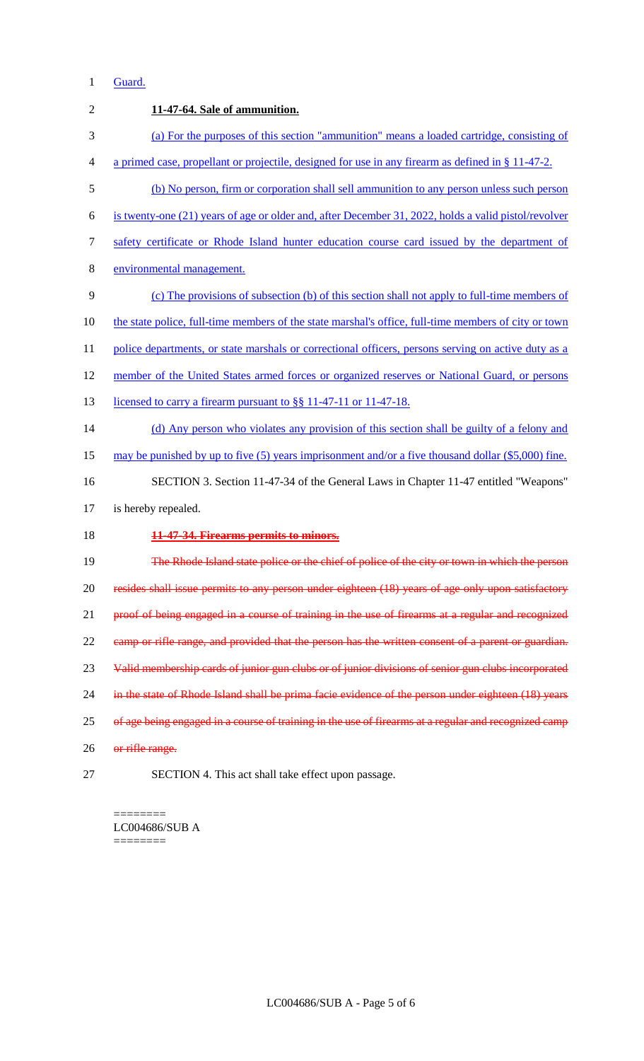Guard.

**11-47-64. Sale of ammunition.**

(a) For the purposes of this section "ammunition" means a loaded cartridge, consisting of a primed case, propellant or projectile, designed for use in any firearm as defined in § 11-47-2.

(b) No person, firm or corporation shall sell ammunition to any person unless such person is twenty-one (21) years of age or older and, after December 31, 2022, holds a valid pistol/revolver safety certificate or Rhode Island hunter education course card issued by the department of environmental management.

(c) The provisions of subsection (b) of this section shall not apply to full-time members of the state police, full-time members of the state marshal's office, full-time members of city or town police departments, or state marshals or correctional officers, persons serving on active duty as a member of the United States armed forces or organized reserves or National Guard, or persons licensed to carry a firearm pursuant to §§ 11-47-11 or 11-47-18.

(d) Any person who violates any provision of this section shall be guilty of a felony and may be punished by up to five (5) years imprisonment and/or a five thousand dollar ($5,000) fine.

SECTION 3. Section 11-47-34 of the General Laws in Chapter 11-47 entitled "Weapons" is hereby repealed.

~~**11-47-34. Firearms permits to minors.**~~

~~The Rhode Island state police or the chief of police of the city or town in which the person resides shall issue permits to any person under eighteen (18) years of age only upon satisfactory proof of being engaged in a course of training in the use of firearms at a regular and recognized camp or rifle range, and provided that the person has the written consent of a parent or guardian. Valid membership cards of junior gun clubs or of junior divisions of senior gun clubs incorporated in the state of Rhode Island shall be prima facie evidence of the person under eighteen (18) years of age being engaged in a course of training in the use of firearms at a regular and recognized camp or rifle range.~~

SECTION 4. This act shall take effect upon passage.

========
LC004686/SUB A
========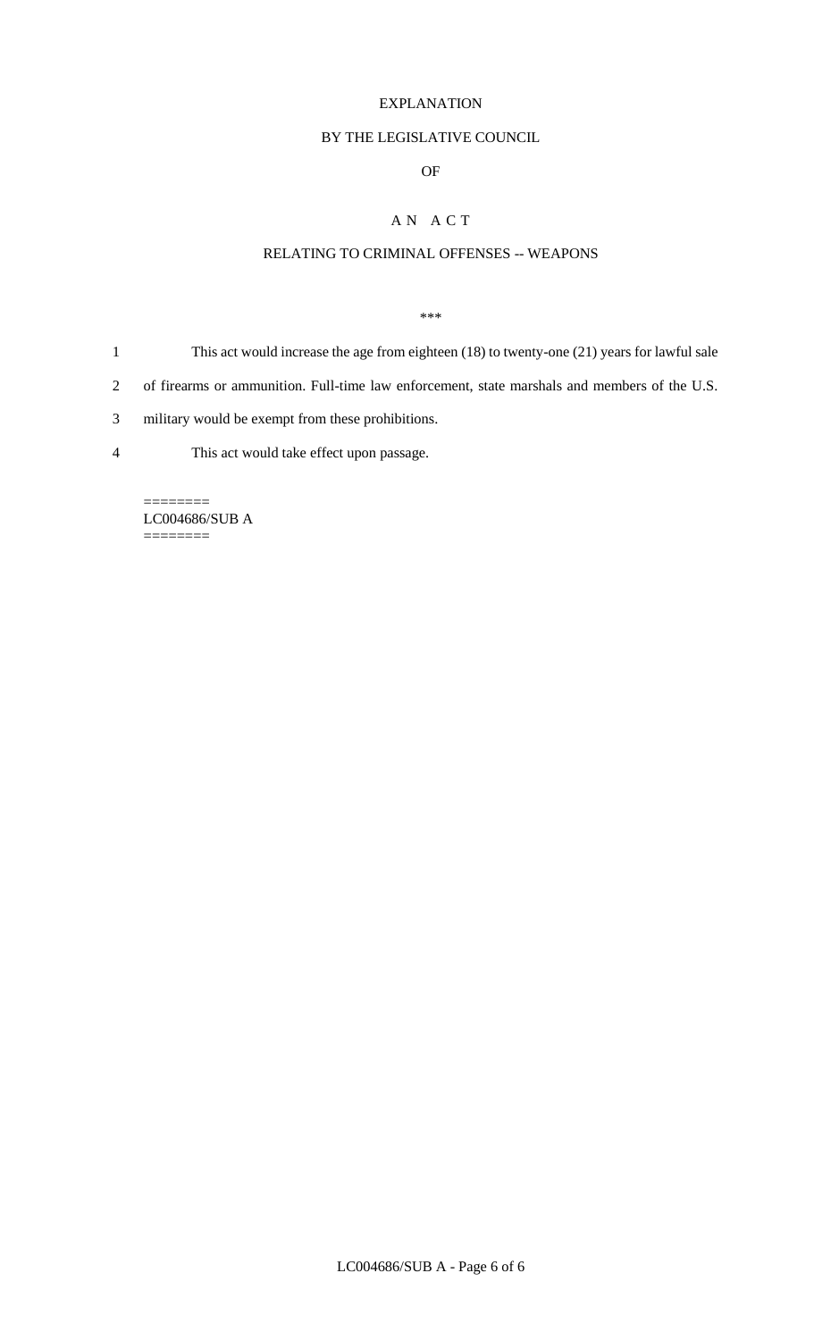EXPLANATION

BY THE LEGISLATIVE COUNCIL

OF

# A N A C T

RELATING TO CRIMINAL OFFENSES -- WEAPONS

\*\*\*

1 This act would increase the age from eighteen (18) to twenty-one (21) years for lawful sale
2 of firearms or ammunition. Full-time law enforcement, state marshals and members of the U.S.
3 military would be exempt from these prohibitions.
4 This act would take effect upon passage.

========
LC004686/SUB A
========